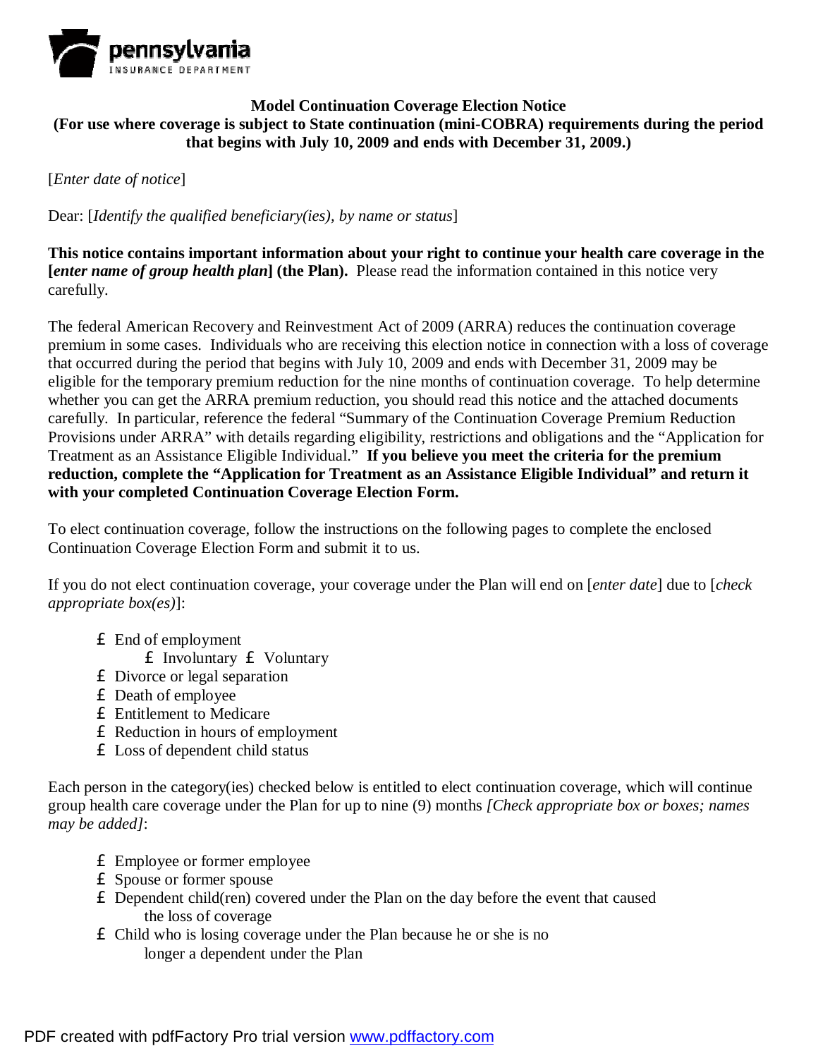pennsylvania
INSURANCE DEPARTMENT

**Model Continuation Coverage Election Notice**
**(For use where coverage is subject to State continuation (mini-COBRA) requirements during the period that begins with July 10, 2009 and ends with December 31, 2009.)**

[*Enter date of notice*]

Dear: [*Identify the qualified beneficiary(ies), by name or status*]

**This notice contains important information about your right to continue your health care coverage in the [*enter name of group health plan*] (the Plan).** Please read the information contained in this notice very carefully.

The federal American Recovery and Reinvestment Act of 2009 (ARRA) reduces the continuation coverage premium in some cases. Individuals who are receiving this election notice in connection with a loss of coverage that occurred during the period that begins with July 10, 2009 and ends with December 31, 2009 may be eligible for the temporary premium reduction for the nine months of continuation coverage. To help determine whether you can get the ARRA premium reduction, you should read this notice and the attached documents carefully. In particular, reference the federal "Summary of the Continuation Coverage Premium Reduction Provisions under ARRA" with details regarding eligibility, restrictions and obligations and the "Application for Treatment as an Assistance Eligible Individual." **If you believe you meet the criteria for the premium reduction, complete the "Application for Treatment as an Assistance Eligible Individual" and return it with your completed Continuation Coverage Election Form.**

To elect continuation coverage, follow the instructions on the following pages to complete the enclosed Continuation Coverage Election Form and submit it to us.

If you do not elect continuation coverage, your coverage under the Plan will end on [*enter date*] due to [*check appropriate box(es)*]:

- ☐ End of employment
  - ☐ Involuntary ☐ Voluntary
- ☐ Divorce or legal separation
- ☐ Death of employee
- ☐ Entitlement to Medicare
- ☐ Reduction in hours of employment
- ☐ Loss of dependent child status

Each person in the category(ies) checked below is entitled to elect continuation coverage, which will continue group health care coverage under the Plan for up to nine (9) months *[Check appropriate box or boxes; names may be added]*:

- ☐ Employee or former employee
- ☐ Spouse or former spouse
- ☐ Dependent child(ren) covered under the Plan on the day before the event that caused the loss of coverage
- ☐ Child who is losing coverage under the Plan because he or she is no longer a dependent under the Plan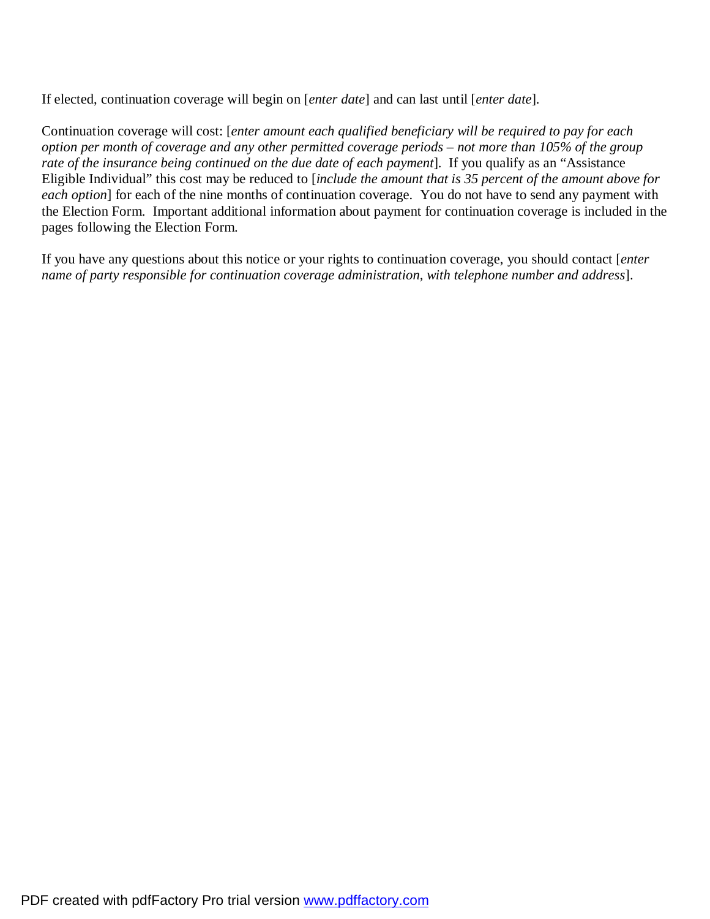If elected, continuation coverage will begin on [*enter date*] and can last until [*enter date*].

Continuation coverage will cost: [*enter amount each qualified beneficiary will be required to pay for each option per month of coverage and any other permitted coverage periods – not more than 105% of the group rate of the insurance being continued on the due date of each payment*]. If you qualify as an "Assistance Eligible Individual" this cost may be reduced to [*include the amount that is 35 percent of the amount above for each option*] for each of the nine months of continuation coverage. You do not have to send any payment with the Election Form. Important additional information about payment for continuation coverage is included in the pages following the Election Form.

If you have any questions about this notice or your rights to continuation coverage, you should contact [*enter name of party responsible for continuation coverage administration, with telephone number and address*].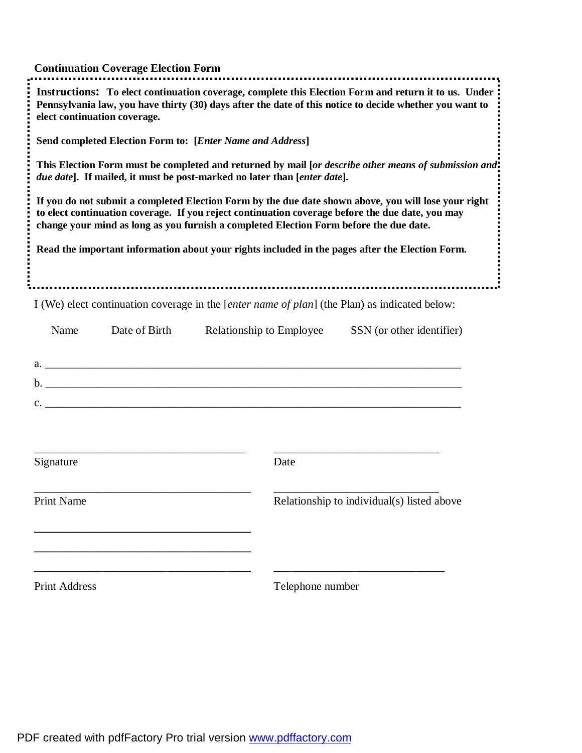## Continuation Coverage Election Form

**Instructions: To elect continuation coverage, complete this Election Form and return it to us. Under Pennsylvania law, you have thirty (30) days after the date of this notice to decide whether you want to elect continuation coverage.**

**Send completed Election Form to: [*Enter Name and Address*]**

**This Election Form must be completed and returned by mail [*or describe other means of submission and due date*]. If mailed, it must be post-marked no later than [*enter date*].**

**If you do not submit a completed Election Form by the due date shown above, you will lose your right to elect continuation coverage. If you reject continuation coverage before the due date, you may change your mind as long as you furnish a completed Election Form before the due date.**

**Read the important information about your rights included in the pages after the Election Form.**

I (We) elect continuation coverage in the [*enter name of plan*] (the Plan) as indicated below:

| Name | Date of Birth | Relationship to Employee | SSN (or other identifier) |
|---|---|---|---|
| a. | | | |
| b. | | | |
| c. | | | |

_______________________________ _______________________________

Signature Date

_______________________________ _______________________________

Print Name Relationship to individual(s) listed above

_______________________________

_______________________________

_______________________________ _______________________________

Print Address Telephone number

PDF created with pdfFactory Pro trial version www.pdffactory.com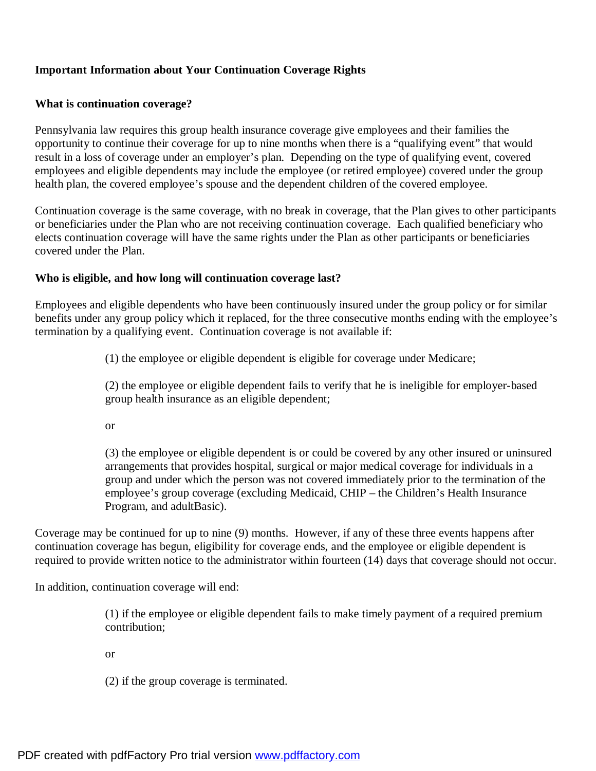**Important Information about Your Continuation Coverage Rights**

**What is continuation coverage?**

Pennsylvania law requires this group health insurance coverage give employees and their families the opportunity to continue their coverage for up to nine months when there is a "qualifying event" that would result in a loss of coverage under an employer's plan. Depending on the type of qualifying event, covered employees and eligible dependents may include the employee (or retired employee) covered under the group health plan, the covered employee's spouse and the dependent children of the covered employee.

Continuation coverage is the same coverage, with no break in coverage, that the Plan gives to other participants or beneficiaries under the Plan who are not receiving continuation coverage. Each qualified beneficiary who elects continuation coverage will have the same rights under the Plan as other participants or beneficiaries covered under the Plan.

**Who is eligible, and how long will continuation coverage last?**

Employees and eligible dependents who have been continuously insured under the group policy or for similar benefits under any group policy which it replaced, for the three consecutive months ending with the employee's termination by a qualifying event. Continuation coverage is not available if:

> (1) the employee or eligible dependent is eligible for coverage under Medicare;
>
> (2) the employee or eligible dependent fails to verify that he is ineligible for employer-based group health insurance as an eligible dependent;
>
> or
>
> (3) the employee or eligible dependent is or could be covered by any other insured or uninsured arrangements that provides hospital, surgical or major medical coverage for individuals in a group and under which the person was not covered immediately prior to the termination of the employee's group coverage (excluding Medicaid, CHIP – the Children's Health Insurance Program, and adultBasic).

Coverage may be continued for up to nine (9) months. However, if any of these three events happens after continuation coverage has begun, eligibility for coverage ends, and the employee or eligible dependent is required to provide written notice to the administrator within fourteen (14) days that coverage should not occur.

In addition, continuation coverage will end:

> (1) if the employee or eligible dependent fails to make timely payment of a required premium contribution;
>
> or
>
> (2) if the group coverage is terminated.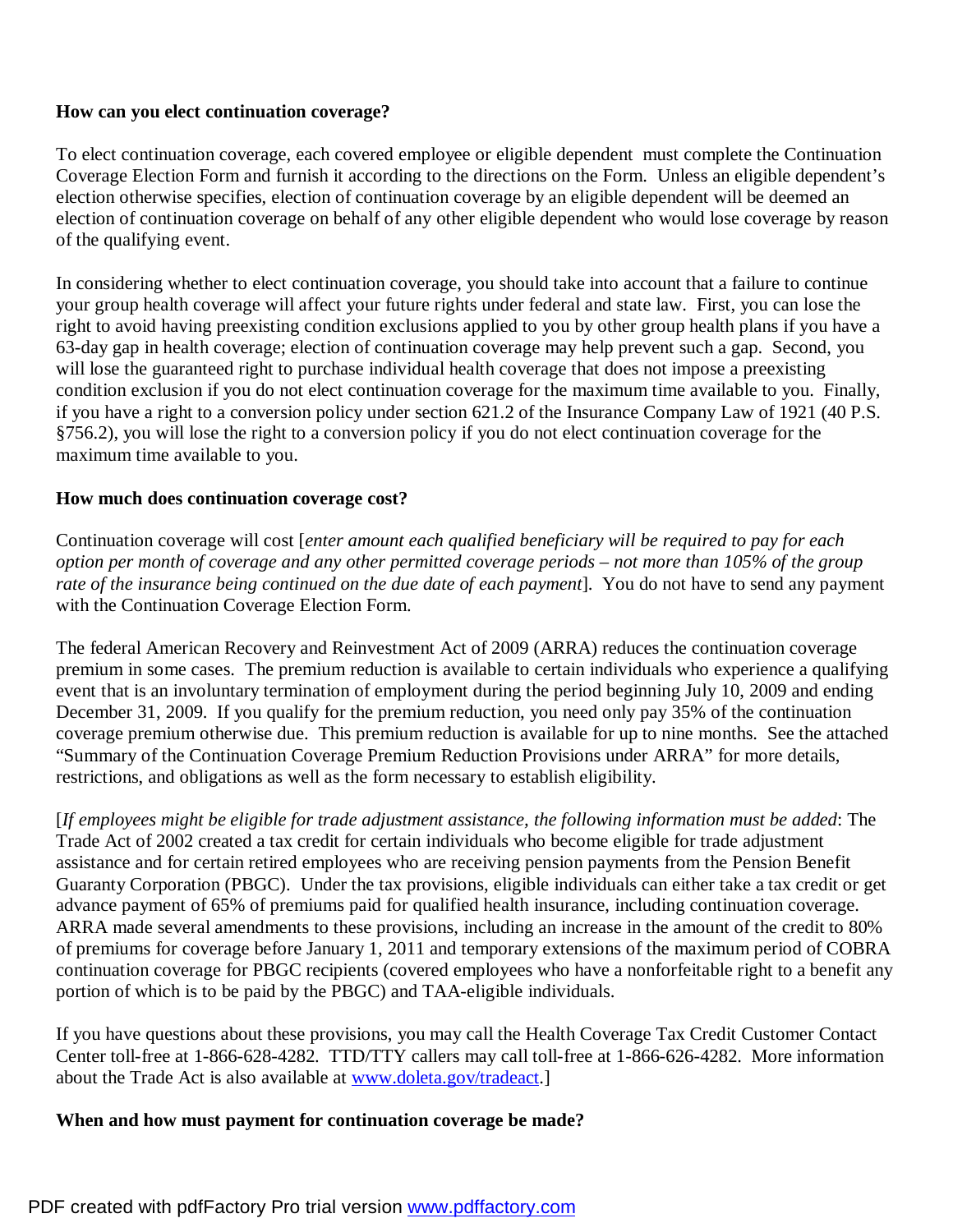**How can you elect continuation coverage?**

To elect continuation coverage, each covered employee or eligible dependent must complete the Continuation Coverage Election Form and furnish it according to the directions on the Form. Unless an eligible dependent's election otherwise specifies, election of continuation coverage by an eligible dependent will be deemed an election of continuation coverage on behalf of any other eligible dependent who would lose coverage by reason of the qualifying event.

In considering whether to elect continuation coverage, you should take into account that a failure to continue your group health coverage will affect your future rights under federal and state law. First, you can lose the right to avoid having preexisting condition exclusions applied to you by other group health plans if you have a 63-day gap in health coverage; election of continuation coverage may help prevent such a gap. Second, you will lose the guaranteed right to purchase individual health coverage that does not impose a preexisting condition exclusion if you do not elect continuation coverage for the maximum time available to you. Finally, if you have a right to a conversion policy under section 621.2 of the Insurance Company Law of 1921 (40 P.S. §756.2), you will lose the right to a conversion policy if you do not elect continuation coverage for the maximum time available to you.

**How much does continuation coverage cost?**

Continuation coverage will cost [*enter amount each qualified beneficiary will be required to pay for each option per month of coverage and any other permitted coverage periods – not more than 105% of the group rate of the insurance being continued on the due date of each payment*]. You do not have to send any payment with the Continuation Coverage Election Form.

The federal American Recovery and Reinvestment Act of 2009 (ARRA) reduces the continuation coverage premium in some cases. The premium reduction is available to certain individuals who experience a qualifying event that is an involuntary termination of employment during the period beginning July 10, 2009 and ending December 31, 2009. If you qualify for the premium reduction, you need only pay 35% of the continuation coverage premium otherwise due. This premium reduction is available for up to nine months. See the attached "Summary of the Continuation Coverage Premium Reduction Provisions under ARRA" for more details, restrictions, and obligations as well as the form necessary to establish eligibility.

[*If employees might be eligible for trade adjustment assistance, the following information must be added*: The Trade Act of 2002 created a tax credit for certain individuals who become eligible for trade adjustment assistance and for certain retired employees who are receiving pension payments from the Pension Benefit Guaranty Corporation (PBGC). Under the tax provisions, eligible individuals can either take a tax credit or get advance payment of 65% of premiums paid for qualified health insurance, including continuation coverage. ARRA made several amendments to these provisions, including an increase in the amount of the credit to 80% of premiums for coverage before January 1, 2011 and temporary extensions of the maximum period of COBRA continuation coverage for PBGC recipients (covered employees who have a nonforfeitable right to a benefit any portion of which is to be paid by the PBGC) and TAA-eligible individuals.

If you have questions about these provisions, you may call the Health Coverage Tax Credit Customer Contact Center toll-free at 1-866-628-4282. TTD/TTY callers may call toll-free at 1-866-626-4282. More information about the Trade Act is also available at www.doleta.gov/tradeact.]

**When and how must payment for continuation coverage be made?**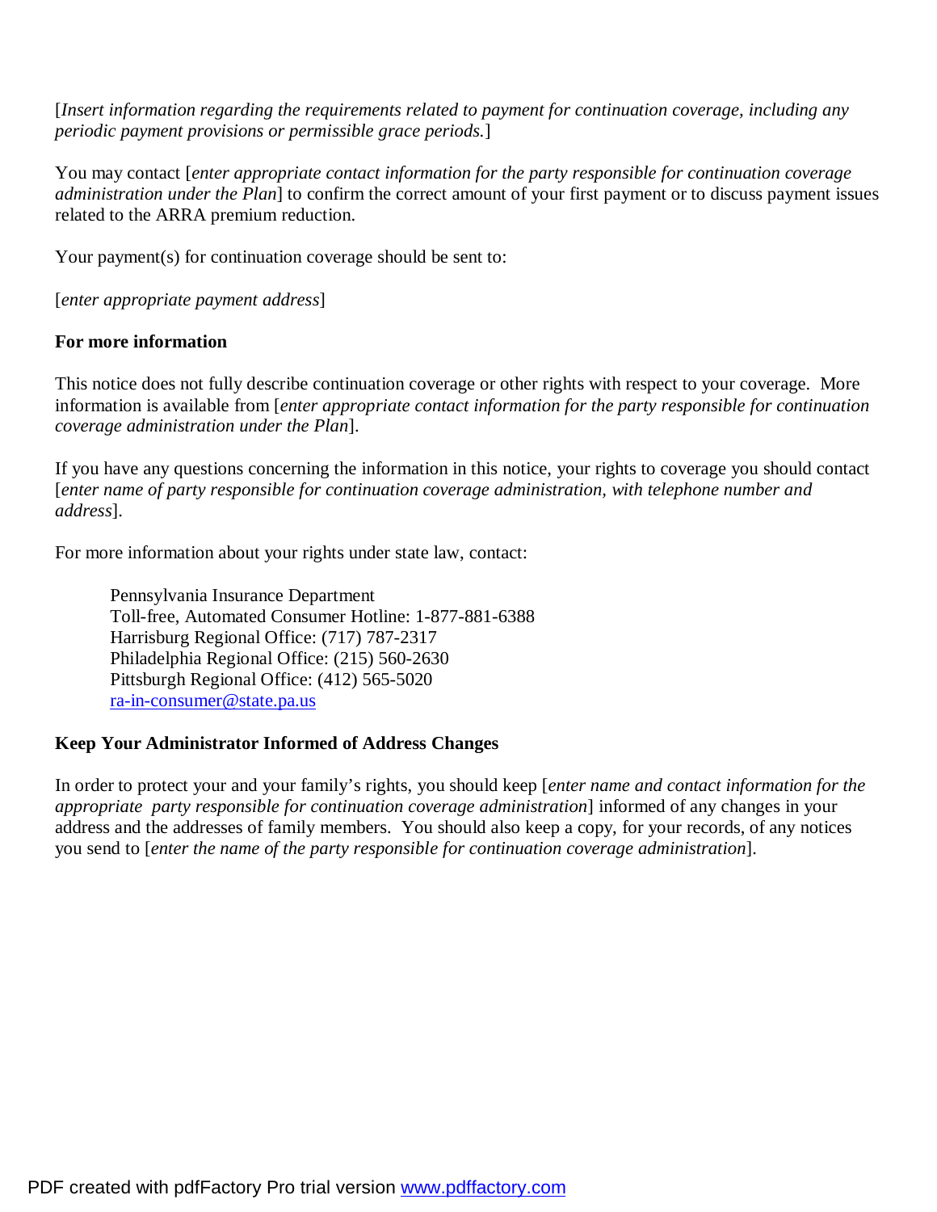[*Insert information regarding the requirements related to payment for continuation coverage, including any periodic payment provisions or permissible grace periods.*]

You may contact [*enter appropriate contact information for the party responsible for continuation coverage administration under the Plan*] to confirm the correct amount of your first payment or to discuss payment issues related to the ARRA premium reduction.

Your payment(s) for continuation coverage should be sent to:

[*enter appropriate payment address*]

**For more information**

This notice does not fully describe continuation coverage or other rights with respect to your coverage. More information is available from [*enter appropriate contact information for the party responsible for continuation coverage administration under the Plan*].

If you have any questions concerning the information in this notice, your rights to coverage you should contact [*enter name of party responsible for continuation coverage administration, with telephone number and address*].

For more information about your rights under state law, contact:

Pennsylvania Insurance Department
Toll-free, Automated Consumer Hotline: 1-877-881-6388
Harrisburg Regional Office: (717) 787-2317
Philadelphia Regional Office: (215) 560-2630
Pittsburgh Regional Office: (412) 565-5020
ra-in-consumer@state.pa.us

**Keep Your Administrator Informed of Address Changes**

In order to protect your and your family's rights, you should keep [*enter name and contact information for the appropriate party responsible for continuation coverage administration*] informed of any changes in your address and the addresses of family members. You should also keep a copy, for your records, of any notices you send to [*enter the name of the party responsible for continuation coverage administration*].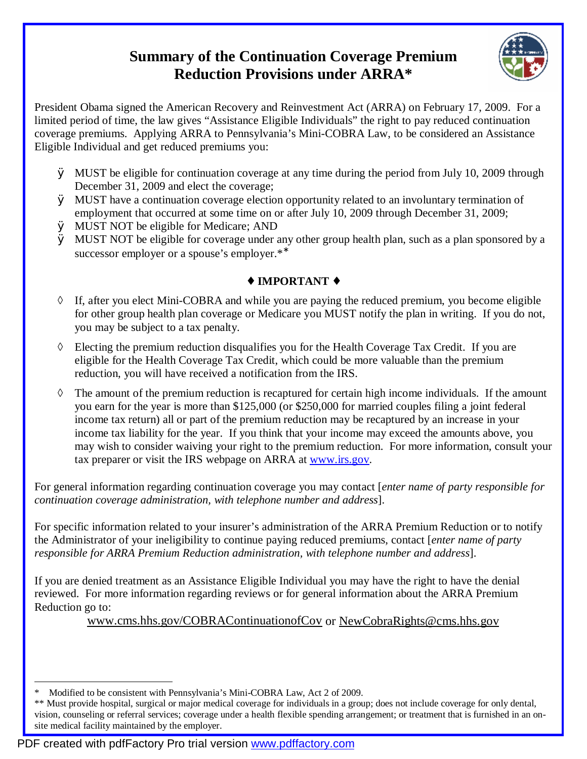# Summary of the Continuation Coverage Premium Reduction Provisions under ARRA*

President Obama signed the American Recovery and Reinvestment Act (ARRA) on February 17, 2009. For a limited period of time, the law gives "Assistance Eligible Individuals" the right to pay reduced continuation coverage premiums. Applying ARRA to Pennsylvania's Mini-COBRA Law, to be considered an Assistance Eligible Individual and get reduced premiums you:

- MUST be eligible for continuation coverage at any time during the period from July 10, 2009 through December 31, 2009 and elect the coverage;
- MUST have a continuation coverage election opportunity related to an involuntary termination of employment that occurred at some time on or after July 10, 2009 through December 31, 2009;
- MUST NOT be eligible for Medicare; AND
- MUST NOT be eligible for coverage under any other group health plan, such as a plan sponsored by a successor employer or a spouse's employer.**

**♦ IMPORTANT ♦**

◊ If, after you elect Mini-COBRA and while you are paying the reduced premium, you become eligible for other group health plan coverage or Medicare you MUST notify the plan in writing. If you do not, you may be subject to a tax penalty.

◊ Electing the premium reduction disqualifies you for the Health Coverage Tax Credit. If you are eligible for the Health Coverage Tax Credit, which could be more valuable than the premium reduction, you will have received a notification from the IRS.

◊ The amount of the premium reduction is recaptured for certain high income individuals. If the amount you earn for the year is more than $125,000 (or $250,000 for married couples filing a joint federal income tax return) all or part of the premium reduction may be recaptured by an increase in your income tax liability for the year. If you think that your income may exceed the amounts above, you may wish to consider waiving your right to the premium reduction. For more information, consult your tax preparer or visit the IRS webpage on ARRA at www.irs.gov.

For general information regarding continuation coverage you may contact [*enter name of party responsible for continuation coverage administration, with telephone number and address*].

For specific information related to your insurer's administration of the ARRA Premium Reduction or to notify the Administrator of your ineligibility to continue paying reduced premiums, contact [*enter name of party responsible for ARRA Premium Reduction administration, with telephone number and address*].

If you are denied treatment as an Assistance Eligible Individual you may have the right to have the denial reviewed. For more information regarding reviews or for general information about the ARRA Premium Reduction go to:

www.cms.hhs.gov/COBRAContinuationofCov or NewCobraRights@cms.hhs.gov

---

\* Modified to be consistent with Pennsylvania's Mini-COBRA Law, Act 2 of 2009.

** Must provide hospital, surgical or major medical coverage for individuals in a group; does not include coverage for only dental, vision, counseling or referral services; coverage under a health flexible spending arrangement; or treatment that is furnished in an on-site medical facility maintained by the employer.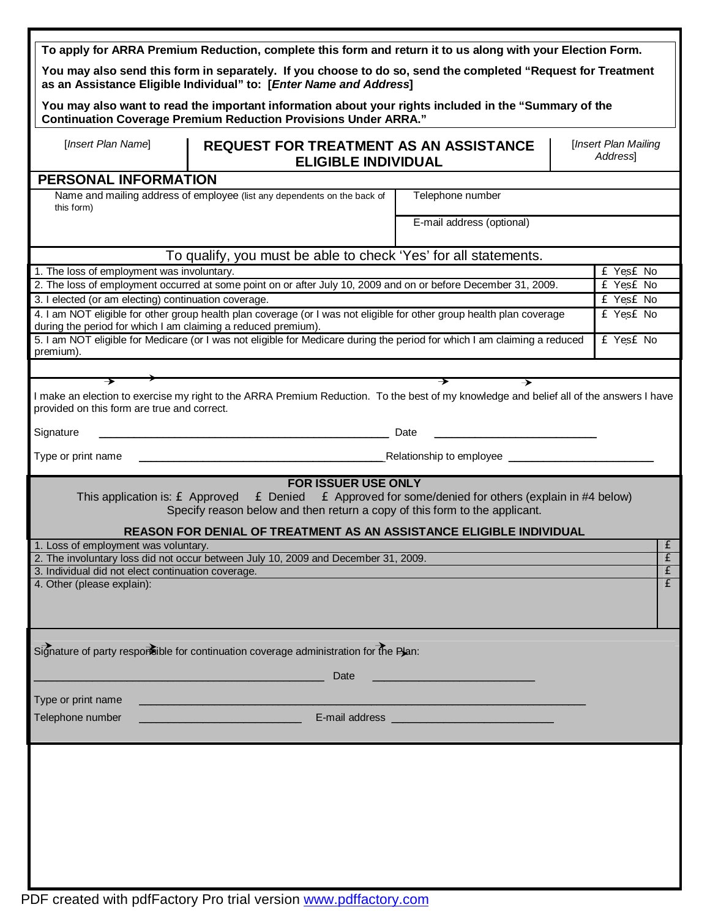**To apply for ARRA Premium Reduction, complete this form and return it to us along with your Election Form.**

**You may also send this form in separately. If you choose to do so, send the completed "Request for Treatment as an Assistance Eligible Individual" to: [*Enter Name and Address*]**

**You may also want to read the important information about your rights included in the "Summary of the Continuation Coverage Premium Reduction Provisions Under ARRA."**

| [*Insert Plan Name*] | **REQUEST FOR TREATMENT AS AN ASSISTANCE ELIGIBLE INDIVIDUAL** | [*Insert Plan Mailing Address*] |
|---|---|---|

## PERSONAL INFORMATION

| Name and mailing address of employee (list any dependents on the back of this form) | Telephone number |
|---|---|
| | E-mail address (optional) |

| To qualify, you must be able to check 'Yes' for all statements. | |
|---|---|
| 1. The loss of employment was involuntary. | £ Yes £ No |
| 2. The loss of employment occurred at some point on or after July 10, 2009 and on or before December 31, 2009. | £ Yes £ No |
| 3. I elected (or am electing) continuation coverage. | £ Yes £ No |
| 4. I am NOT eligible for other group health plan coverage (or I was not eligible for other group health plan coverage during the period for which I am claiming a reduced premium). | £ Yes £ No |
| 5. I am NOT eligible for Medicare (or I was not eligible for Medicare during the period for which I am claiming a reduced premium). | £ Yes £ No |

I make an election to exercise my right to the ARRA Premium Reduction. To the best of my knowledge and belief all of the answers I have provided on this form are true and correct.

Signature ______________________________ Date ______________________

Type or print name ______________________________ Relationship to employee ______________________

**FOR ISSUER USE ONLY**

This application is: £ Approved £ Denied £ Approved for some/denied for others (explain in #4 below)

Specify reason below and then return a copy of this form to the applicant.

**REASON FOR DENIAL OF TREATMENT AS AN ASSISTANCE ELIGIBLE INDIVIDUAL**

| | |
|---|---|
| 1. Loss of employment was voluntary. | £ |
| 2. The involuntary loss did not occur between July 10, 2009 and December 31, 2009. | £ |
| 3. Individual did not elect continuation coverage. | £ |
| 4. Other (please explain): | £ |

Signature of party responsible for continuation coverage administration for the Plan:

______________________________ Date ______________________

Type or print name ______________________________

Telephone number ______________________ E-mail address ______________________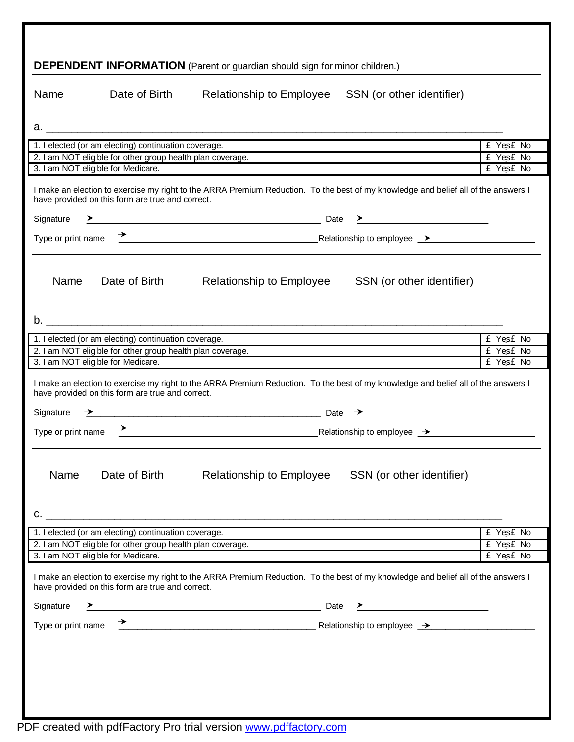**DEPENDENT INFORMATION** (Parent or guardian should sign for minor children.)

Name    Date of Birth    Relationship to Employee    SSN (or other identifier)

a. ______________________________________________________________________________

| | |
|---|---|
| 1. I elected (or am electing) continuation coverage. | £ Yes£ No |
| 2. I am NOT eligible for other group health plan coverage. | £ Yes£ No |
| 3. I am NOT eligible for Medicare. | £ Yes£ No |

I make an election to exercise my right to the ARRA Premium Reduction. To the best of my knowledge and belief all of the answers I have provided on this form are true and correct.

Signature → ________________________________ Date → ____________________

Type or print name → ________________________________ Relationship to employee → ____________________

---

Name    Date of Birth    Relationship to Employee    SSN (or other identifier)

b. ______________________________________________________________________________

| | |
|---|---|
| 1. I elected (or am electing) continuation coverage. | £ Yes£ No |
| 2. I am NOT eligible for other group health plan coverage. | £ Yes£ No |
| 3. I am NOT eligible for Medicare. | £ Yes£ No |

I make an election to exercise my right to the ARRA Premium Reduction. To the best of my knowledge and belief all of the answers I have provided on this form are true and correct.

Signature → ________________________________ Date → ____________________

Type or print name → ________________________________ Relationship to employee → ____________________

---

Name    Date of Birth    Relationship to Employee    SSN (or other identifier)

c. ______________________________________________________________________________

| | |
|---|---|
| 1. I elected (or am electing) continuation coverage. | £ Yes£ No |
| 2. I am NOT eligible for other group health plan coverage. | £ Yes£ No |
| 3. I am NOT eligible for Medicare. | £ Yes£ No |

I make an election to exercise my right to the ARRA Premium Reduction. To the best of my knowledge and belief all of the answers I have provided on this form are true and correct.

Signature → ________________________________ Date → ____________________

Type or print name → ________________________________ Relationship to employee → ____________________

PDF created with pdfFactory Pro trial version www.pdffactory.com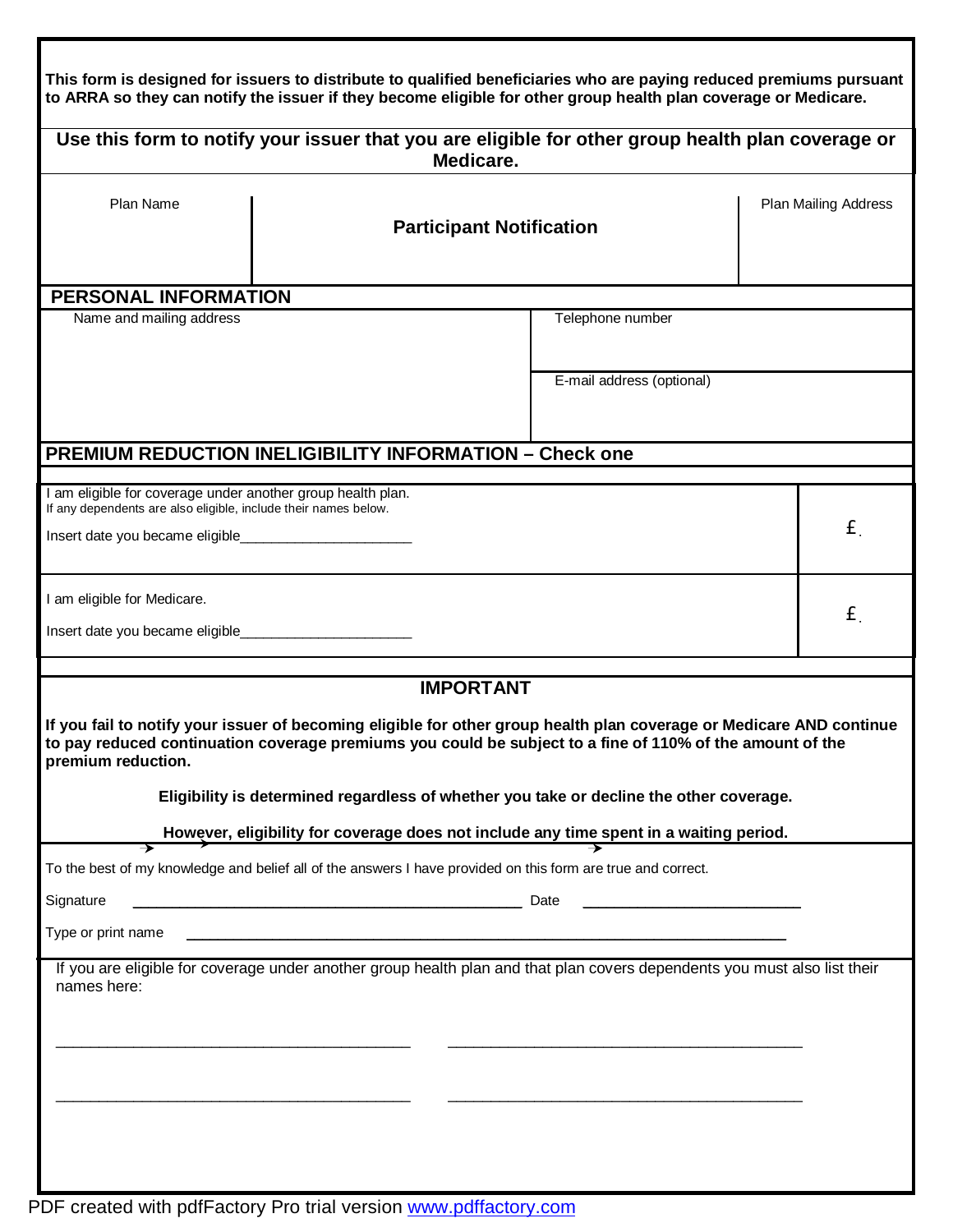**This form is designed for issuers to distribute to qualified beneficiaries who are paying reduced premiums pursuant to ARRA so they can notify the issuer if they become eligible for other group health plan coverage or Medicare.**

**Use this form to notify your issuer that you are eligible for other group health plan coverage or Medicare.**

| Plan Name | Participant Notification | Plan Mailing Address |
|---|---|---|
| | | |

## PERSONAL INFORMATION

| Name and mailing address | Telephone number |
|---|---|
| | E-mail address (optional) |

## PREMIUM REDUCTION INELIGIBILITY INFORMATION – Check one

| | |
|---|---|
| I am eligible for coverage under another group health plan.<br>If any dependents are also eligible, include their names below.<br>Insert date you became eligible______________________ | £ |
| I am eligible for Medicare.<br>Insert date you became eligible______________________ | £ |

## IMPORTANT

**If you fail to notify your issuer of becoming eligible for other group health plan coverage or Medicare AND continue to pay reduced continuation coverage premiums you could be subject to a fine of 110% of the amount of the premium reduction.**

**Eligibility is determined regardless of whether you take or decline the other coverage.**

**However, eligibility for coverage does not include any time spent in a waiting period.**

To the best of my knowledge and belief all of the answers I have provided on this form are true and correct.

Signature ________________________________________________ Date ____________________________

Type or print name ____________________________________________________________________________

If you are eligible for coverage under another group health plan and that plan covers dependents you must also list their names here:

____________________________________________ ____________________________________________

____________________________________________ ____________________________________________